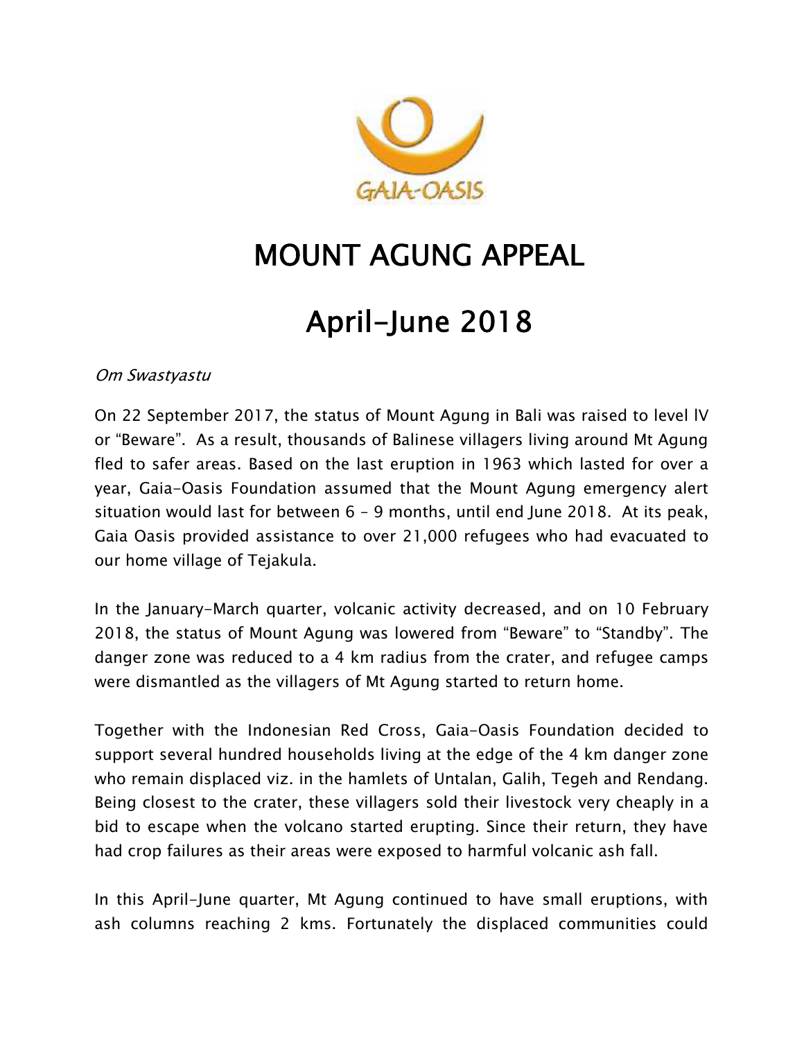# MOUNT AGUNG APPEAL

# April-June 2018

*Om Swastyastu*

On 22 September 2017, the status of Mount Agung in Bali was raised to level lV or "Beware". As a result, thousands of Balinese villagers living around Mt Agung fled to safer areas. Based on the last eruption in 1963 which lasted for over a year, Gaia-Oasis Foundation assumed that the Mount Agung emergency alert situation would last for between 6 – 9 months, until end June 2018. At its peak, Gaia Oasis provided assistance to over 21,000 refugees who had evacuated to our home village of Tejakula.

In the January-March quarter, volcanic activity decreased, and on 10 February 2018, the status of Mount Agung was lowered from "Beware" to "Standby". The danger zone was reduced to a 4 km radius from the crater, and refugee camps were dismantled as the villagers of Mt Agung started to return home.

Together with the Indonesian Red Cross, Gaia-Oasis Foundation decided to support several hundred households living at the edge of the 4 km danger zone who remain displaced viz. in the hamlets of Untalan, Galih, Tegeh and Rendang. Being closest to the crater, these villagers sold their livestock very cheaply in a bid to escape when the volcano started erupting. Since their return, they have had crop failures as their areas were exposed to harmful volcanic ash fall.

In this April-June quarter, Mt Agung continued to have small eruptions, with ash columns reaching 2 kms. Fortunately the displaced communities could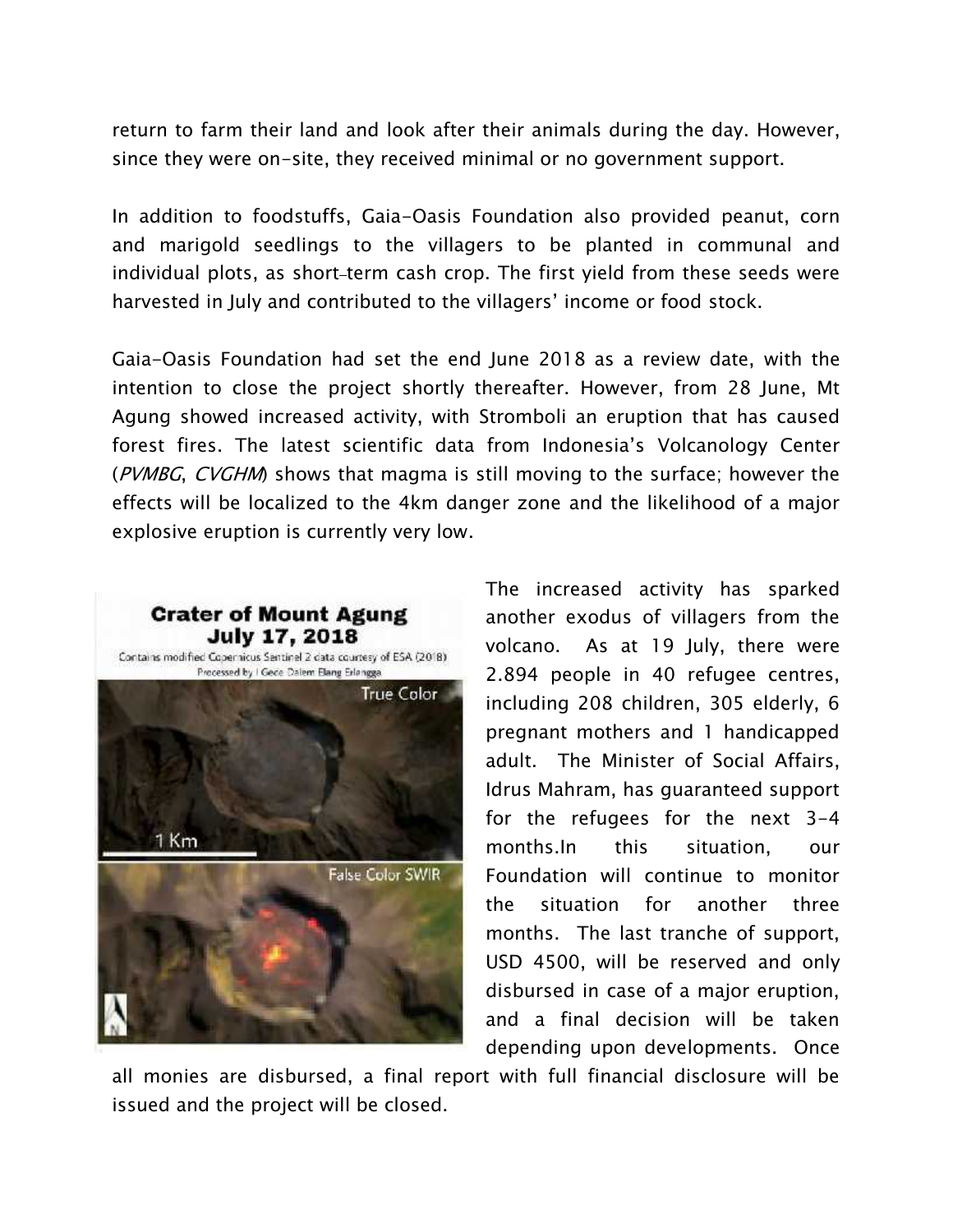return to farm their land and look after their animals during the day. However, since they were on-site, they received minimal or no government support.

In addition to foodstuffs, Gaia-Oasis Foundation also provided peanut, corn and marigold seedlings to the villagers to be planted in communal and individual plots, as short-term cash crop. The first yield from these seeds were harvested in July and contributed to the villagers' income or food stock.

Gaia-Oasis Foundation had set the end June 2018 as a review date, with the intention to close the project shortly thereafter. However, from 28 June, Mt Agung showed increased activity, with Stromboli an eruption that has caused forest fires. The latest scientific data from Indonesia's Volcanology Center (*PVMBG*, *CVGHM*) shows that magma is still moving to the surface; however the effects will be localized to the 4km danger zone and the likelihood of a major explosive eruption is currently very low.

The increased activity has sparked another exodus of villagers from the volcano. As at 19 July, there were 2.894 people in 40 refugee centres, including 208 children, 305 elderly, 6 pregnant mothers and 1 handicapped adult. The Minister of Social Affairs, Idrus Mahram, has guaranteed support for the refugees for the next 3-4 months.In this situation, our Foundation will continue to monitor the situation for another three months. The last tranche of support, USD 4500, will be reserved and only disbursed in case of a major eruption, and a final decision will be taken depending upon developments. Once all monies are disbursed, a final report with full financial disclosure will be issued and the project will be closed.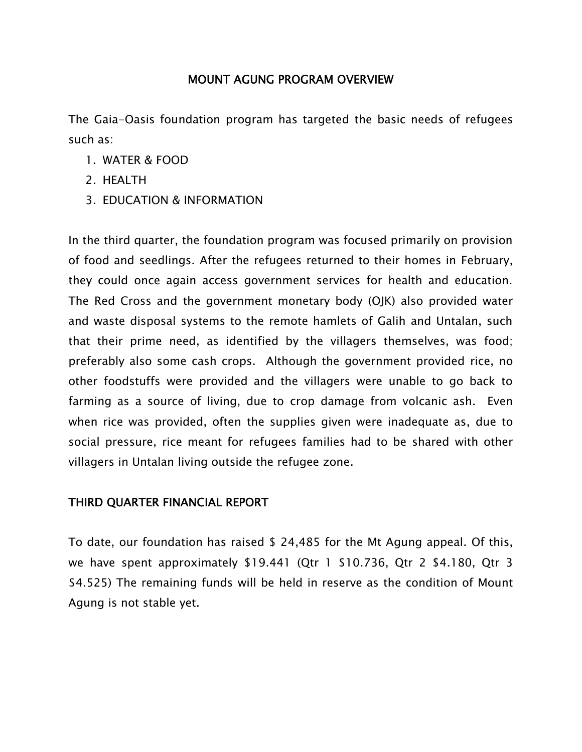## MOUNT AGUNG PROGRAM OVERVIEW

The Gaia-Oasis foundation program has targeted the basic needs of refugees such as:

1. WATER & FOOD
2. HEALTH
3. EDUCATION & INFORMATION

In the third quarter, the foundation program was focused primarily on provision of food and seedlings. After the refugees returned to their homes in February, they could once again access government services for health and education. The Red Cross and the government monetary body (OJK) also provided water and waste disposal systems to the remote hamlets of Galih and Untalan, such that their prime need, as identified by the villagers themselves, was food; preferably also some cash crops. Although the government provided rice, no other foodstuffs were provided and the villagers were unable to go back to farming as a source of living, due to crop damage from volcanic ash. Even when rice was provided, often the supplies given were inadequate as, due to social pressure, rice meant for refugees families had to be shared with other villagers in Untalan living outside the refugee zone.

## THIRD QUARTER FINANCIAL REPORT

To date, our foundation has raised $ 24,485 for the Mt Agung appeal. Of this, we have spent approximately $19.441 (Qtr 1 $10.736, Qtr 2 $4.180, Qtr 3 $4.525) The remaining funds will be held in reserve as the condition of Mount Agung is not stable yet.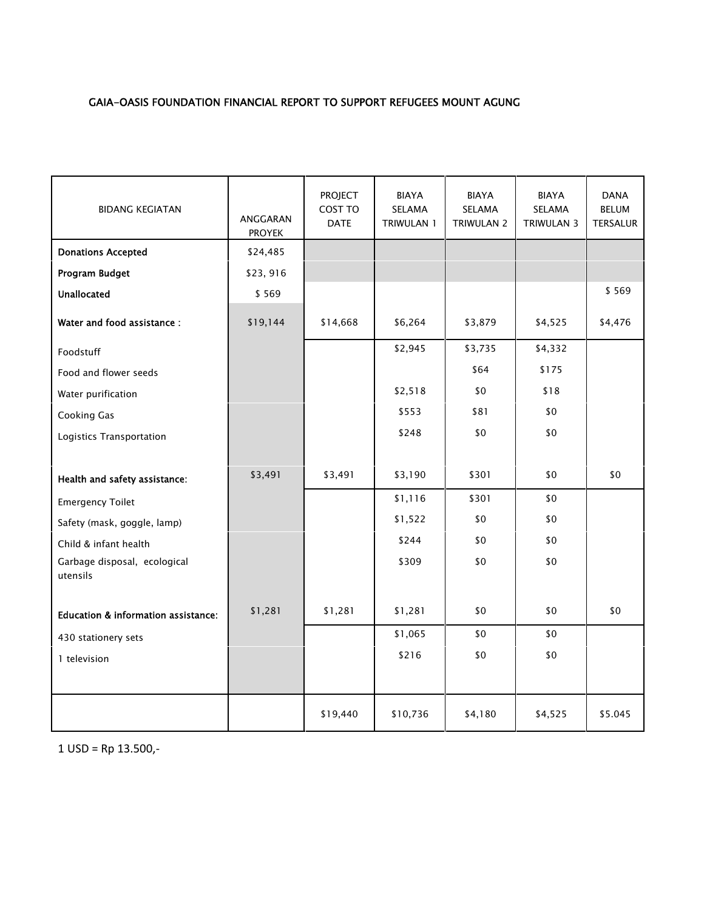GAIA-OASIS FOUNDATION FINANCIAL REPORT TO SUPPORT REFUGEES MOUNT AGUNG

| BIDANG KEGIATAN | ANGGARAN PROYEK | PROJECT COST TO DATE | BIAYA SELAMA TRIWULAN 1 | BIAYA SELAMA TRIWULAN 2 | BIAYA SELAMA TRIWULAN 3 | DANA BELUM TERSALUR |
|---|---|---|---|---|---|---|
| **Donations Accepted** | $24,485 | | | | | |
| **Program Budget** | $23, 916 | | | | | |
| **Unallocated** | $ 569 | | | | | $ 569 |
| **Water and food assistance :** | $19,144 | $14,668 | $6,264 | $3,879 | $4,525 | $4,476 |
| Foodstuff | | | $2,945 | $3,735 | $4,332 | |
| Food and flower seeds | | | | $64 | $175 | |
| Water purification | | | $2,518 | $0 | $18 | |
| Cooking Gas | | | $553 | $81 | $0 | |
| Logistics Transportation | | | $248 | $0 | $0 | |
| **Health and safety assistance:** | $3,491 | $3,491 | $3,190 | $301 | $0 | $0 |
| Emergency Toilet | | | $1,116 | $301 | $0 | |
| Safety (mask, goggle, lamp) | | | $1,522 | $0 | $0 | |
| Child & infant health | | | $244 | $0 | $0 | |
| Garbage disposal, ecological utensils | | | $309 | $0 | $0 | |
| **Education & information assistance:** | $1,281 | $1,281 | $1,281 | $0 | $0 | $0 |
| 430 stationery sets | | | $1,065 | $0 | $0 | |
| 1 television | | | $216 | $0 | $0 | |
| | | $19,440 | $10,736 | $4,180 | $4,525 | $5.045 |

1 USD = Rp 13.500,-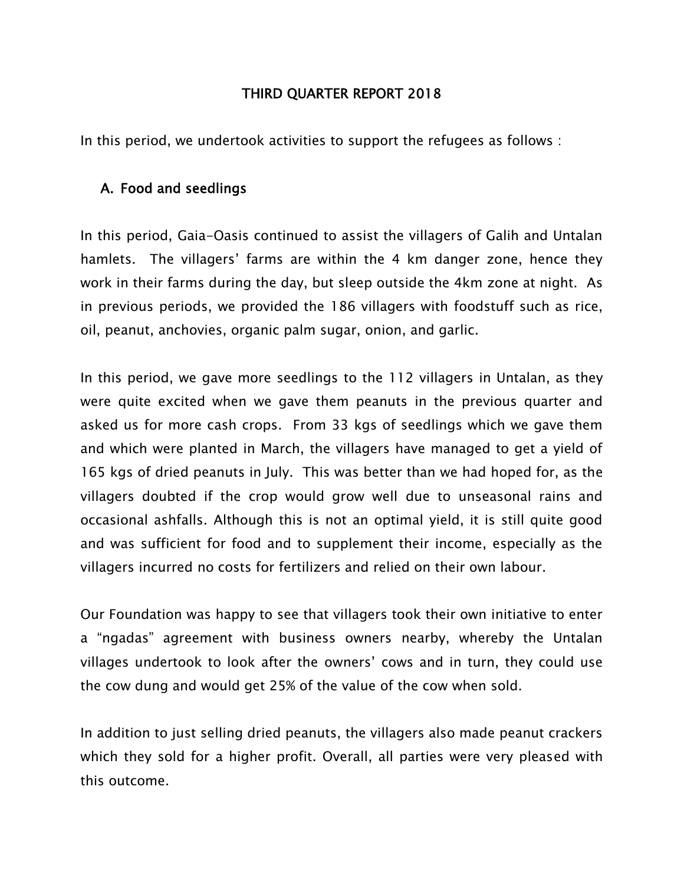# THIRD QUARTER REPORT 2018

In this period, we undertook activities to support the refugees as follows :

## A. Food and seedlings

In this period, Gaia-Oasis continued to assist the villagers of Galih and Untalan hamlets. The villagers' farms are within the 4 km danger zone, hence they work in their farms during the day, but sleep outside the 4km zone at night. As in previous periods, we provided the 186 villagers with foodstuff such as rice, oil, peanut, anchovies, organic palm sugar, onion, and garlic.

In this period, we gave more seedlings to the 112 villagers in Untalan, as they were quite excited when we gave them peanuts in the previous quarter and asked us for more cash crops. From 33 kgs of seedlings which we gave them and which were planted in March, the villagers have managed to get a yield of 165 kgs of dried peanuts in July. This was better than we had hoped for, as the villagers doubted if the crop would grow well due to unseasonal rains and occasional ashfalls. Although this is not an optimal yield, it is still quite good and was sufficient for food and to supplement their income, especially as the villagers incurred no costs for fertilizers and relied on their own labour.

Our Foundation was happy to see that villagers took their own initiative to enter a "ngadas" agreement with business owners nearby, whereby the Untalan villages undertook to look after the owners' cows and in turn, they could use the cow dung and would get 25% of the value of the cow when sold.

In addition to just selling dried peanuts, the villagers also made peanut crackers which they sold for a higher profit. Overall, all parties were very pleased with this outcome.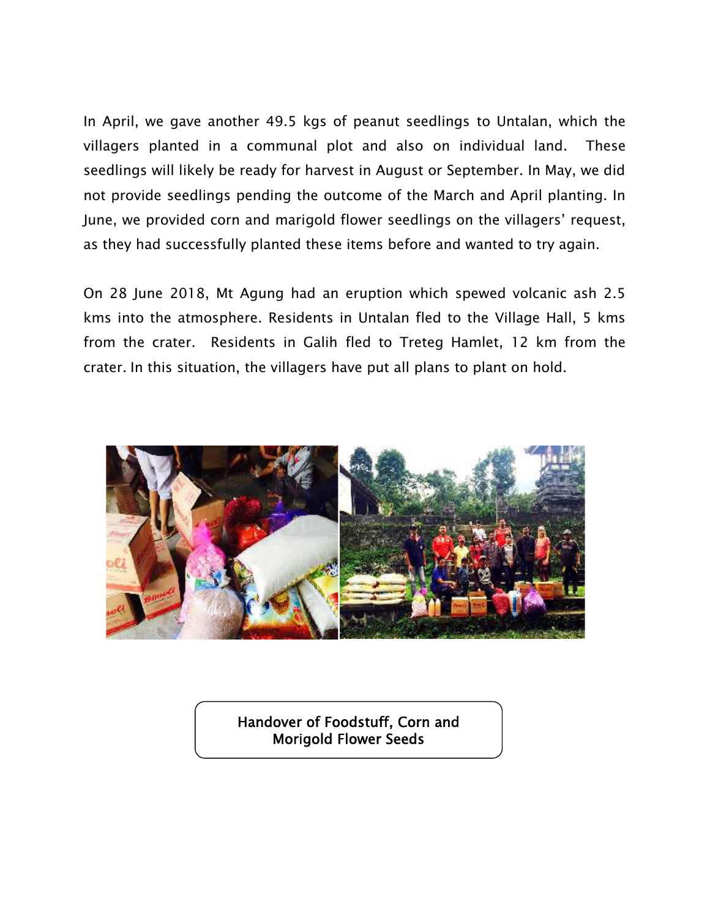In April, we gave another 49.5 kgs of peanut seedlings to Untalan, which the villagers planted in a communal plot and also on individual land. These seedlings will likely be ready for harvest in August or September. In May, we did not provide seedlings pending the outcome of the March and April planting. In June, we provided corn and marigold flower seedlings on the villagers' request, as they had successfully planted these items before and wanted to try again.

On 28 June 2018, Mt Agung had an eruption which spewed volcanic ash 2.5 kms into the atmosphere. Residents in Untalan fled to the Village Hall, 5 kms from the crater. Residents in Galih fled to Treteg Hamlet, 12 km from the crater. In this situation, the villagers have put all plans to plant on hold.

Handover of Foodstuff, Corn and Morigold Flower Seeds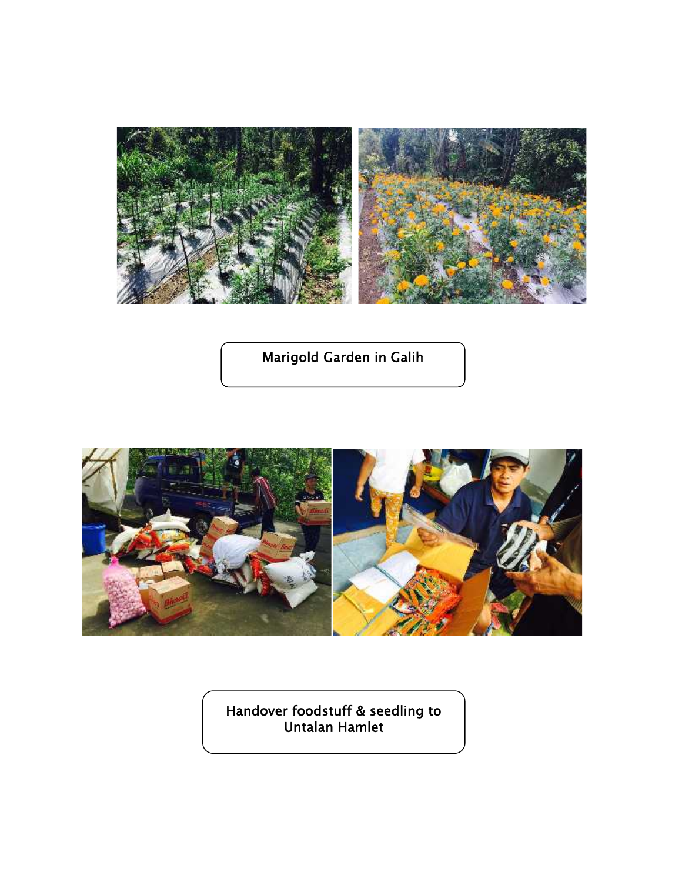Marigold Garden in Galih

Handover foodstuff & seedling to Untalan Hamlet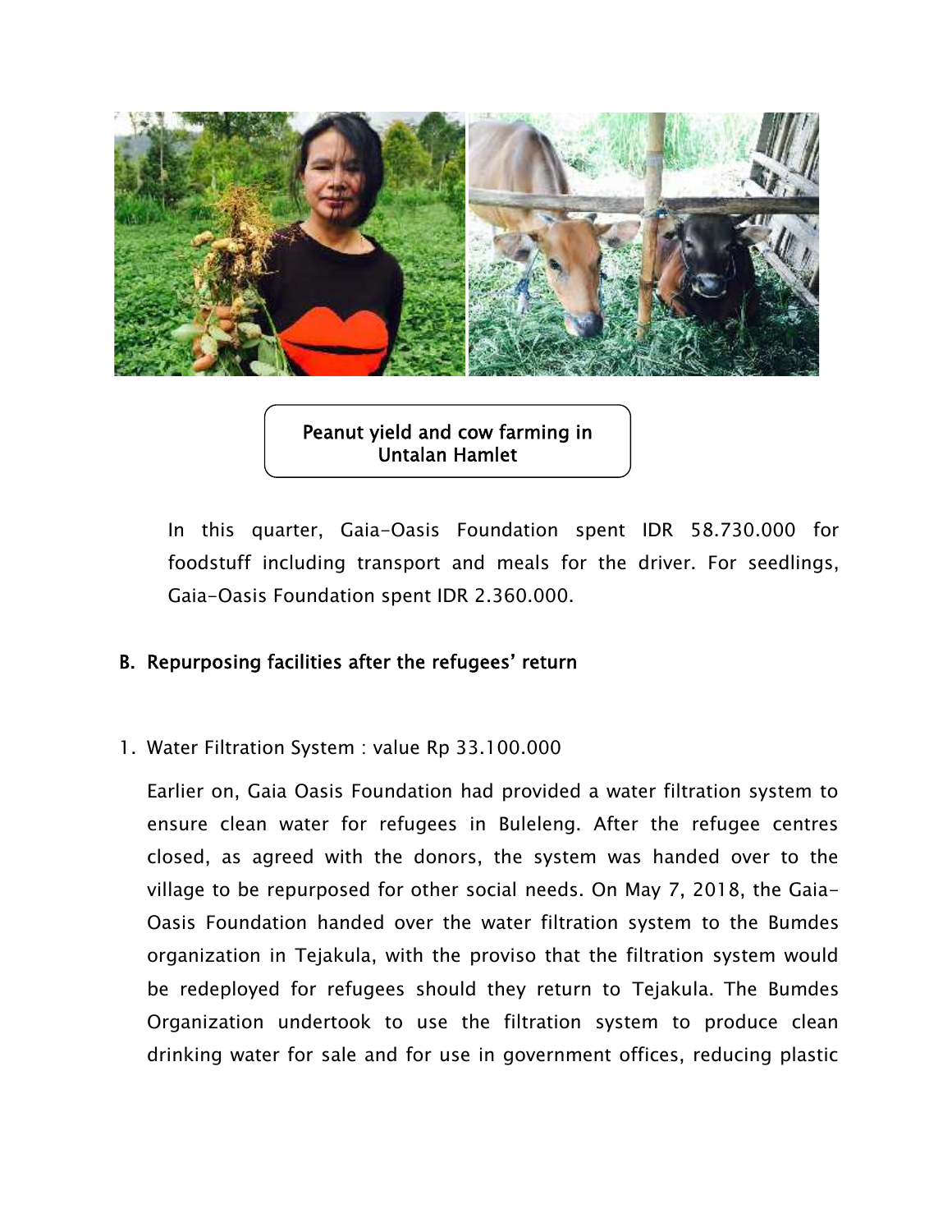Peanut yield and cow farming in Untalan Hamlet

In this quarter, Gaia-Oasis Foundation spent IDR 58.730.000 for foodstuff including transport and meals for the driver. For seedlings, Gaia-Oasis Foundation spent IDR 2.360.000.

## B. Repurposing facilities after the refugees' return

1. Water Filtration System : value Rp 33.100.000

   Earlier on, Gaia Oasis Foundation had provided a water filtration system to ensure clean water for refugees in Buleleng. After the refugee centres closed, as agreed with the donors, the system was handed over to the village to be repurposed for other social needs. On May 7, 2018, the Gaia-Oasis Foundation handed over the water filtration system to the Bumdes organization in Tejakula, with the proviso that the filtration system would be redeployed for refugees should they return to Tejakula. The Bumdes Organization undertook to use the filtration system to produce clean drinking water for sale and for use in government offices, reducing plastic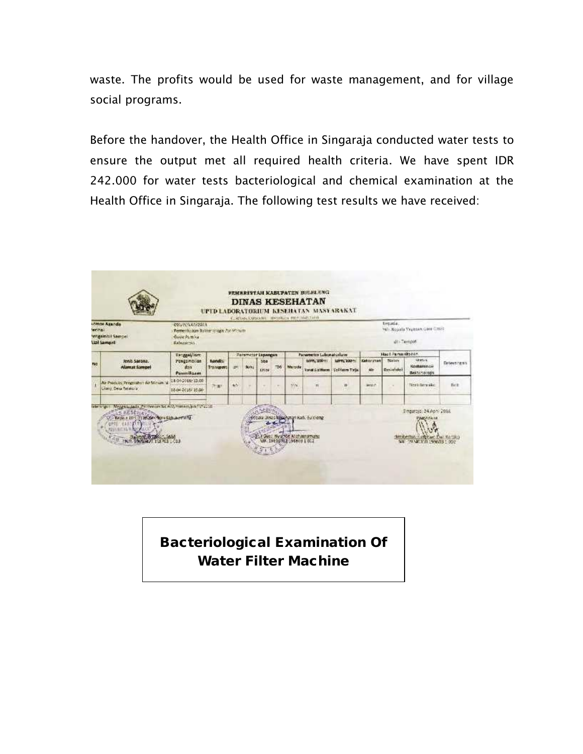waste. The profits would be used for waste management, and for village social programs.

Before the handover, the Health Office in Singaraja conducted water tests to ensure the output met all required health criteria. We have spent IDR 242.000 for water tests bacteriological and chemical examination at the Health Office in Singaraja. The following test results we have received:

**Bacteriological Examination Of Water Filter Machine**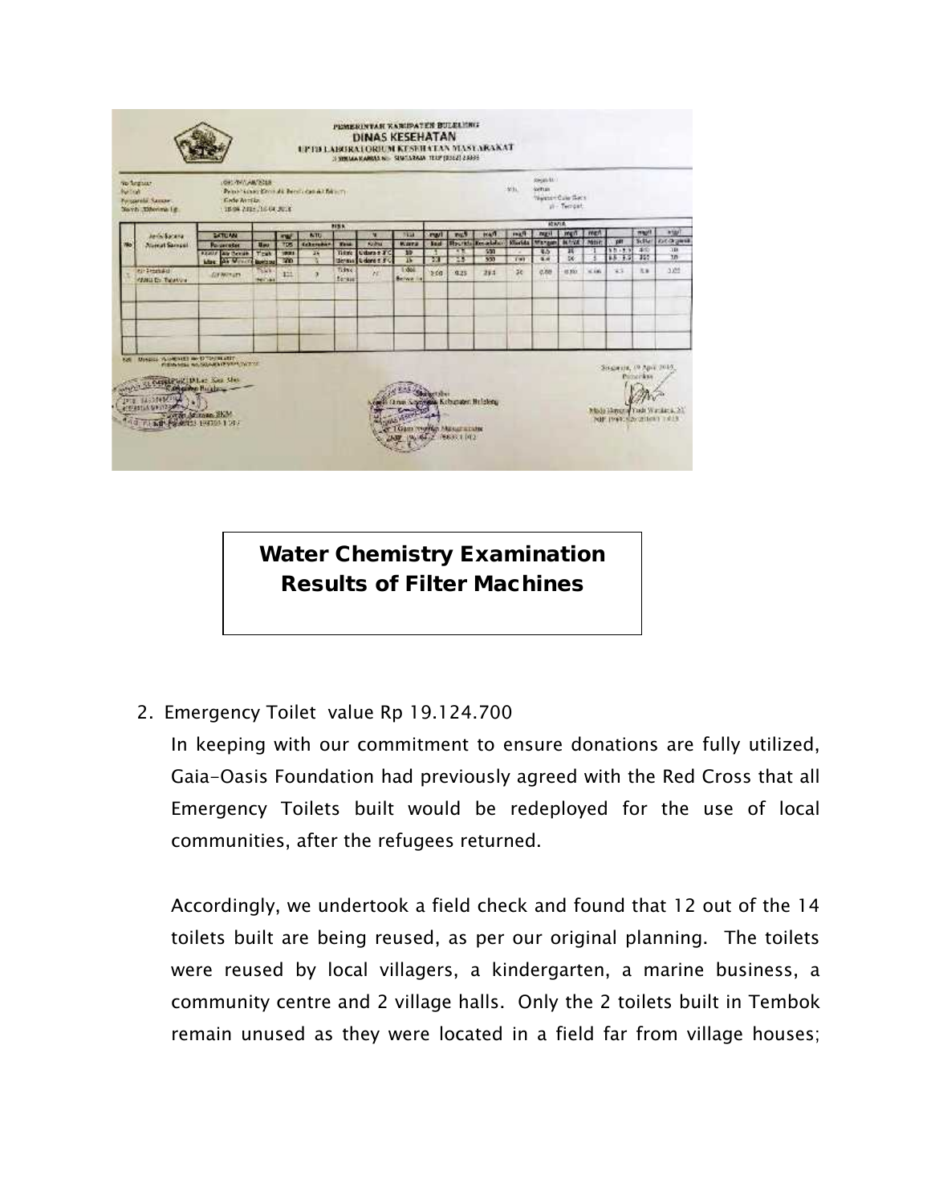**Water Chemistry Examination Results of Filter Machines**

2. Emergency Toilet value Rp 19.124.700

   In keeping with our commitment to ensure donations are fully utilized, Gaia-Oasis Foundation had previously agreed with the Red Cross that all Emergency Toilets built would be redeployed for the use of local communities, after the refugees returned.

   Accordingly, we undertook a field check and found that 12 out of the 14 toilets built are being reused, as per our original planning. The toilets were reused by local villagers, a kindergarten, a marine business, a community centre and 2 village halls. Only the 2 toilets built in Tembok remain unused as they were located in a field far from village houses;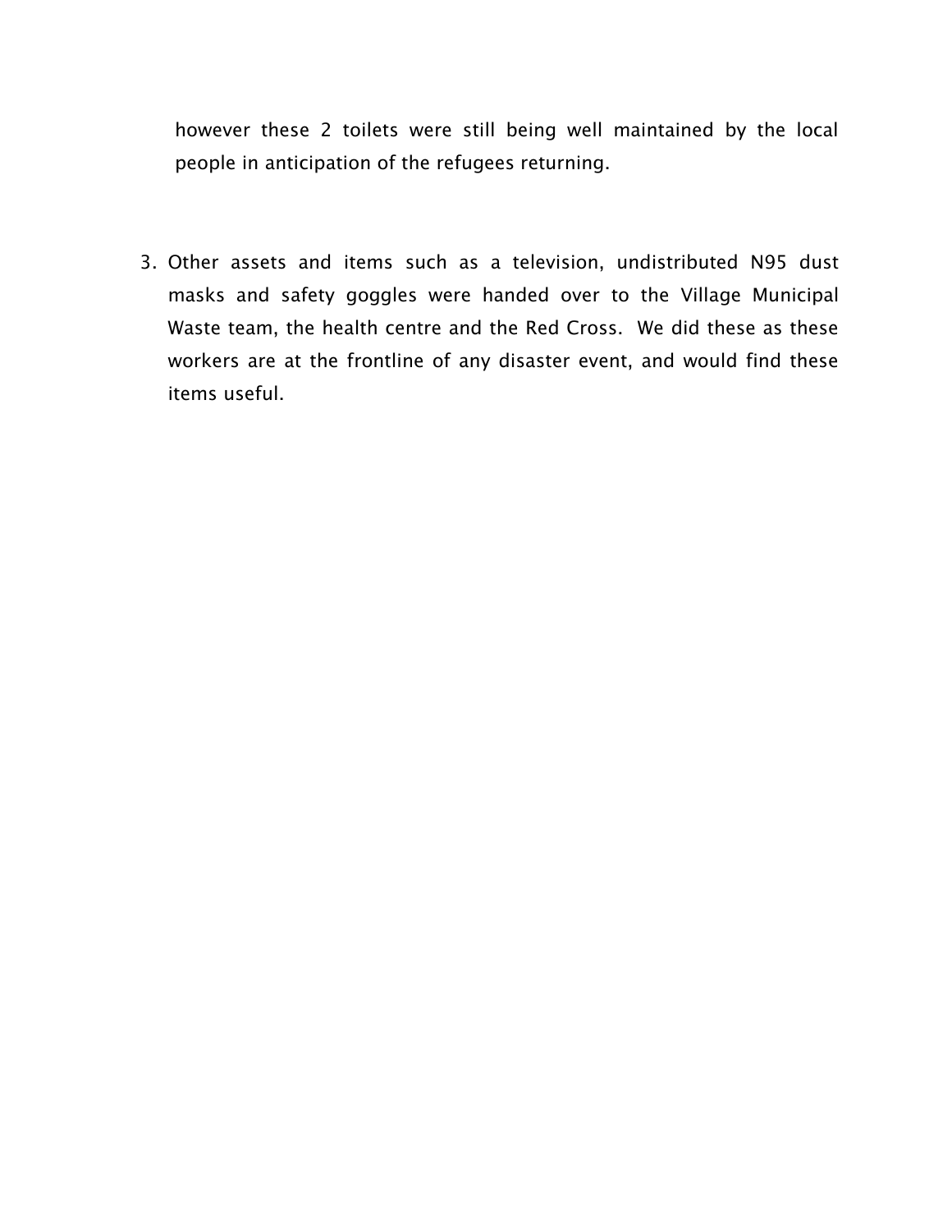however these 2 toilets were still being well maintained by the local people in anticipation of the refugees returning.

3. Other assets and items such as a television, undistributed N95 dust masks and safety goggles were handed over to the Village Municipal Waste team, the health centre and the Red Cross.  We did these as these workers are at the frontline of any disaster event, and would find these items useful.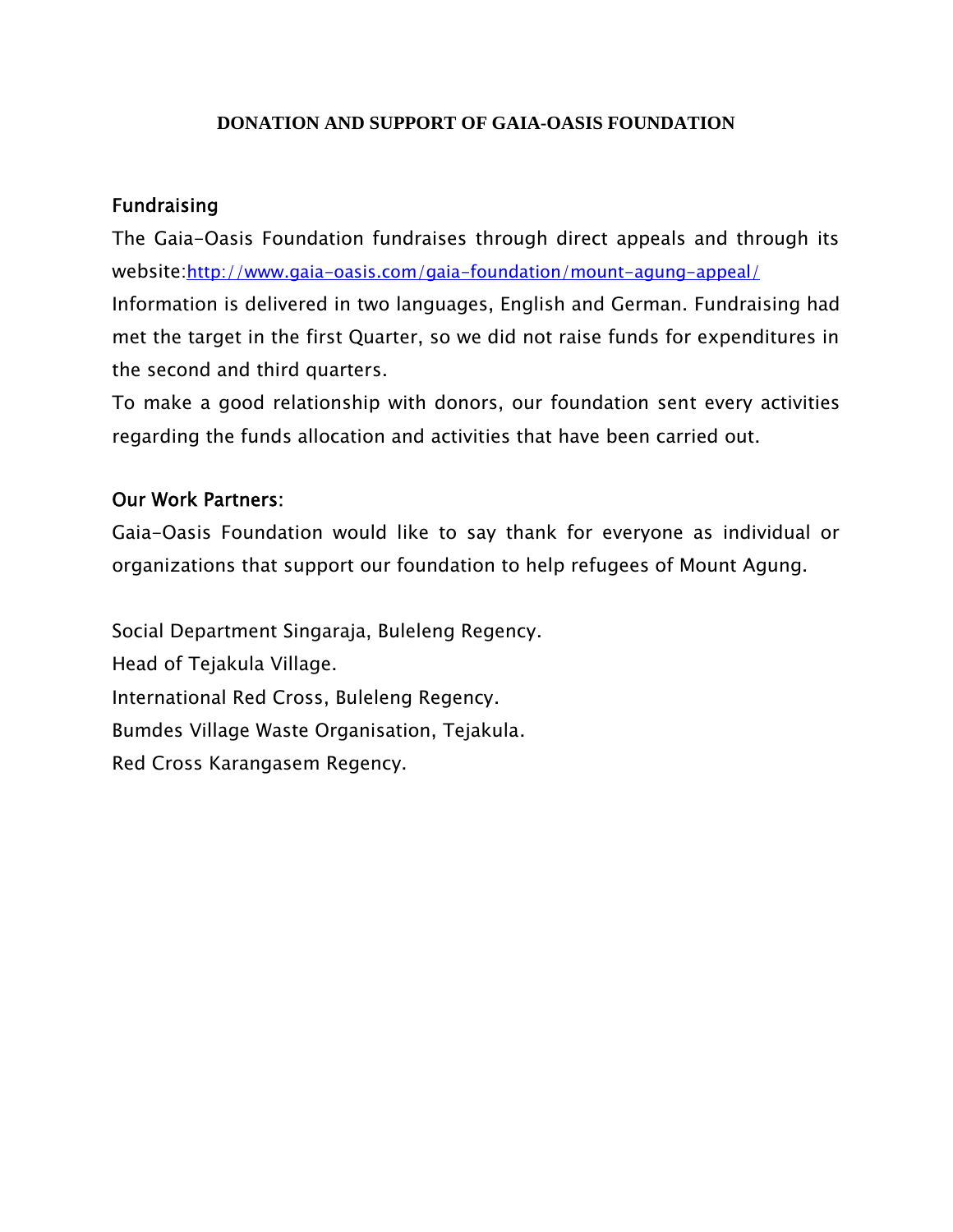**DONATION AND SUPPORT OF GAIA-OASIS FOUNDATION**

## Fundraising

The Gaia-Oasis Foundation fundraises through direct appeals and through its website:[http://www.gaia-oasis.com/gaia-foundation/mount-agung-appeal/](http://www.gaia-oasis.com/gaia-foundation/mount-agung-appeal/)

Information is delivered in two languages, English and German. Fundraising had met the target in the first Quarter, so we did not raise funds for expenditures in the second and third quarters.

To make a good relationship with donors, our foundation sent every activities regarding the funds allocation and activities that have been carried out.

## Our Work Partners:

Gaia-Oasis Foundation would like to say thank for everyone as individual or organizations that support our foundation to help refugees of Mount Agung.

Social Department Singaraja, Buleleng Regency.
Head of Tejakula Village.
International Red Cross, Buleleng Regency.
Bumdes Village Waste Organisation, Tejakula.
Red Cross Karangasem Regency.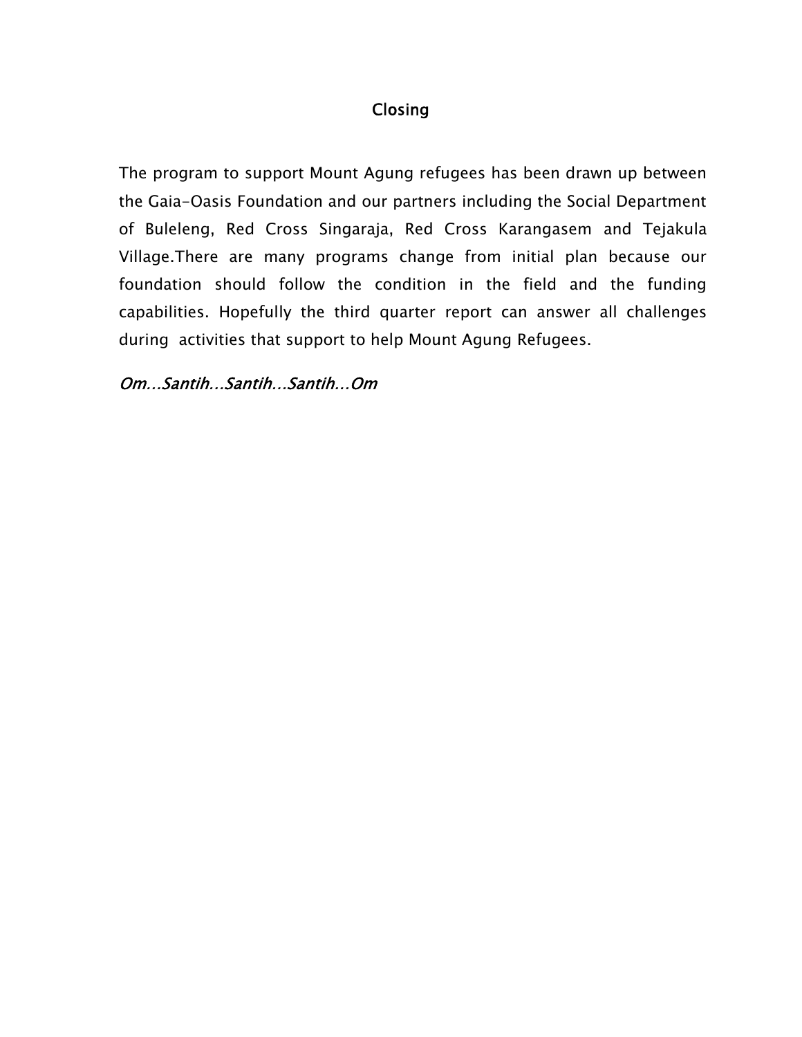## Closing

The program to support Mount Agung refugees has been drawn up between the Gaia-Oasis Foundation and our partners including the Social Department of Buleleng, Red Cross Singaraja, Red Cross Karangasem and Tejakula Village.There are many programs change from initial plan because our foundation should follow the condition in the field and the funding capabilities. Hopefully the third quarter report can answer all challenges during activities that support to help Mount Agung Refugees.

*Om…Santih…Santih…Santih…Om*